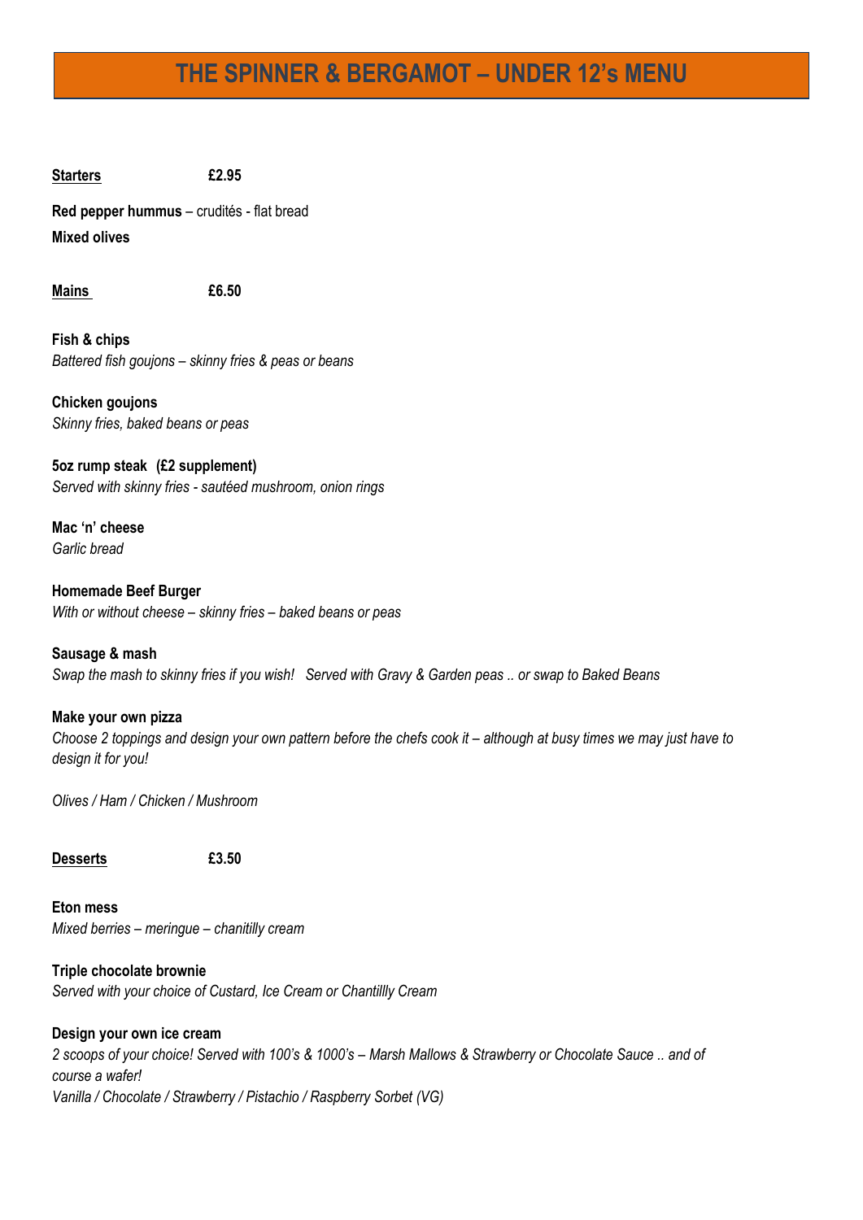# THE SPINNER & BERGAMOT – UNDER 12's MENU

**Starters** **£2.95**

**Red pepper hummus** – crudités - flat bread

**Mixed olives**

**Mains** **£6.50**

**Fish & chips**
*Battered fish goujons – skinny fries & peas or beans*

**Chicken goujons**
*Skinny fries, baked beans or peas*

**5oz rump steak (£2 supplement)**
*Served with skinny fries - sautéed mushroom, onion rings*

**Mac 'n' cheese**
*Garlic bread*

**Homemade Beef Burger**
*With or without cheese – skinny fries – baked beans or peas*

**Sausage & mash**
*Swap the mash to skinny fries if you wish! Served with Gravy & Garden peas .. or swap to Baked Beans*

**Make your own pizza**
*Choose 2 toppings and design your own pattern before the chefs cook it – although at busy times we may just have to design it for you!*

*Olives / Ham / Chicken / Mushroom*

**Desserts** **£3.50**

**Eton mess**
*Mixed berries – meringue – chanitilly cream*

**Triple chocolate brownie**
*Served with your choice of Custard, Ice Cream or Chantillly Cream*

**Design your own ice cream**
*2 scoops of your choice! Served with 100's & 1000's – Marsh Mallows & Strawberry or Chocolate Sauce .. and of course a wafer!*
*Vanilla / Chocolate / Strawberry / Pistachio / Raspberry Sorbet (VG)*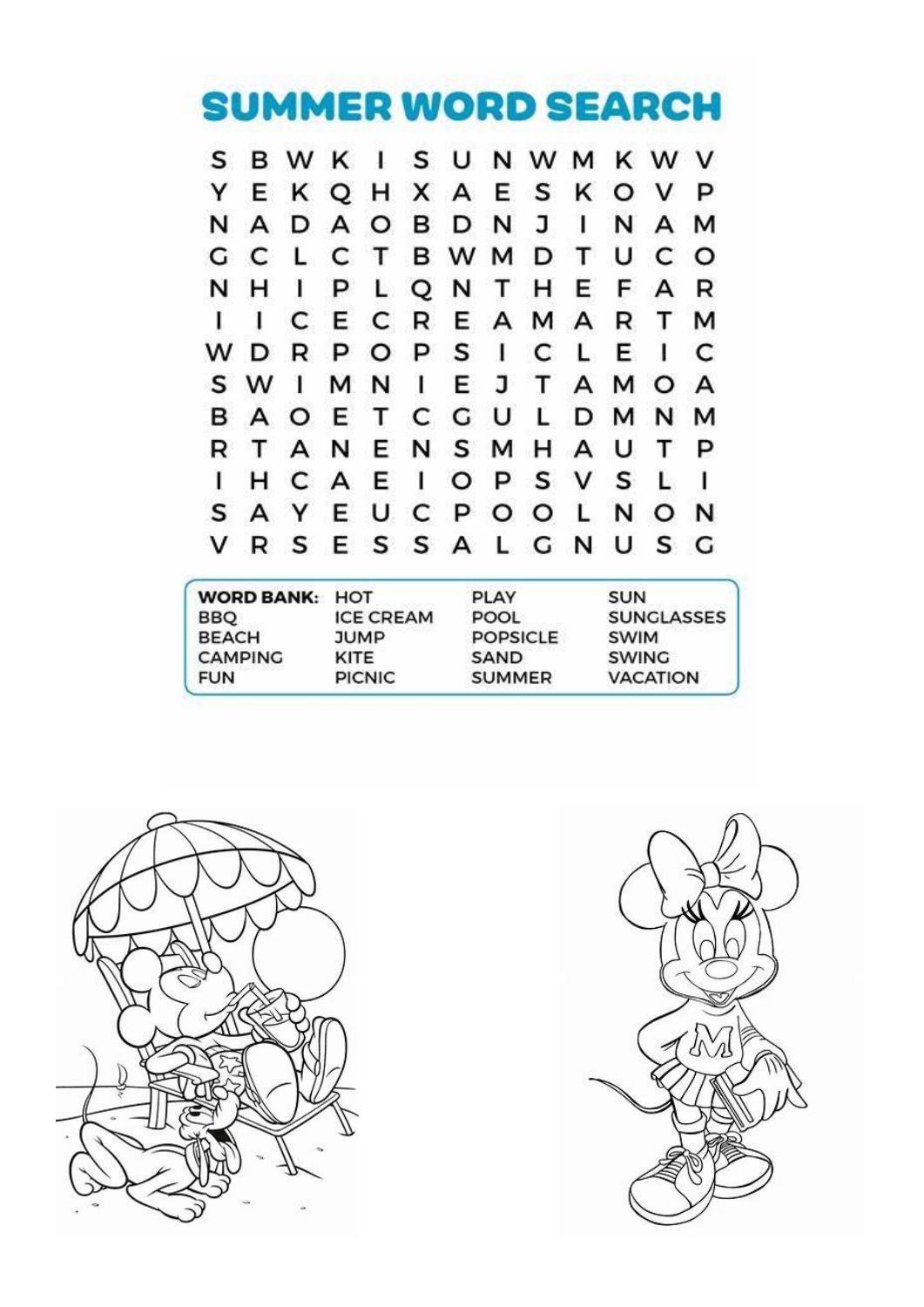# SUMMER WORD SEARCH

| | | | | | | | | | | | | |
|---|---|---|---|---|---|---|---|---|---|---|---|---|
| S | B | W | K | I | S | U | N | W | M | K | W | V |
| Y | E | K | Q | H | X | A | E | S | K | O | V | P |
| N | A | D | A | O | B | D | N | J | I | N | A | M |
| G | C | L | C | T | B | W | M | D | T | U | C | O |
| N | H | I | P | L | Q | N | T | H | E | F | A | R |
| I | I | C | E | C | R | E | A | M | A | R | T | M |
| W | D | R | P | O | P | S | I | C | L | E | I | C |
| S | W | I | M | N | I | E | J | T | A | M | O | A |
| B | A | O | E | T | C | G | U | L | D | M | N | M |
| R | T | A | N | E | N | S | M | H | A | U | T | P |
| I | H | C | A | E | I | O | P | S | V | S | L | I |
| S | A | Y | E | U | C | P | O | O | L | N | O | N |
| V | R | S | E | S | S | A | L | G | N | U | S | G |

**WORD BANK:**

| | | | |
|---|---|---|---|
| BBQ | HOT | PLAY | SUN |
| BEACH | ICE CREAM | POOL | SUNGLASSES |
| CAMPING | JUMP | POPSICLE | SWIM |
| FUN | KITE | SAND | SWING |
| | PICNIC | SUMMER | VACATION |